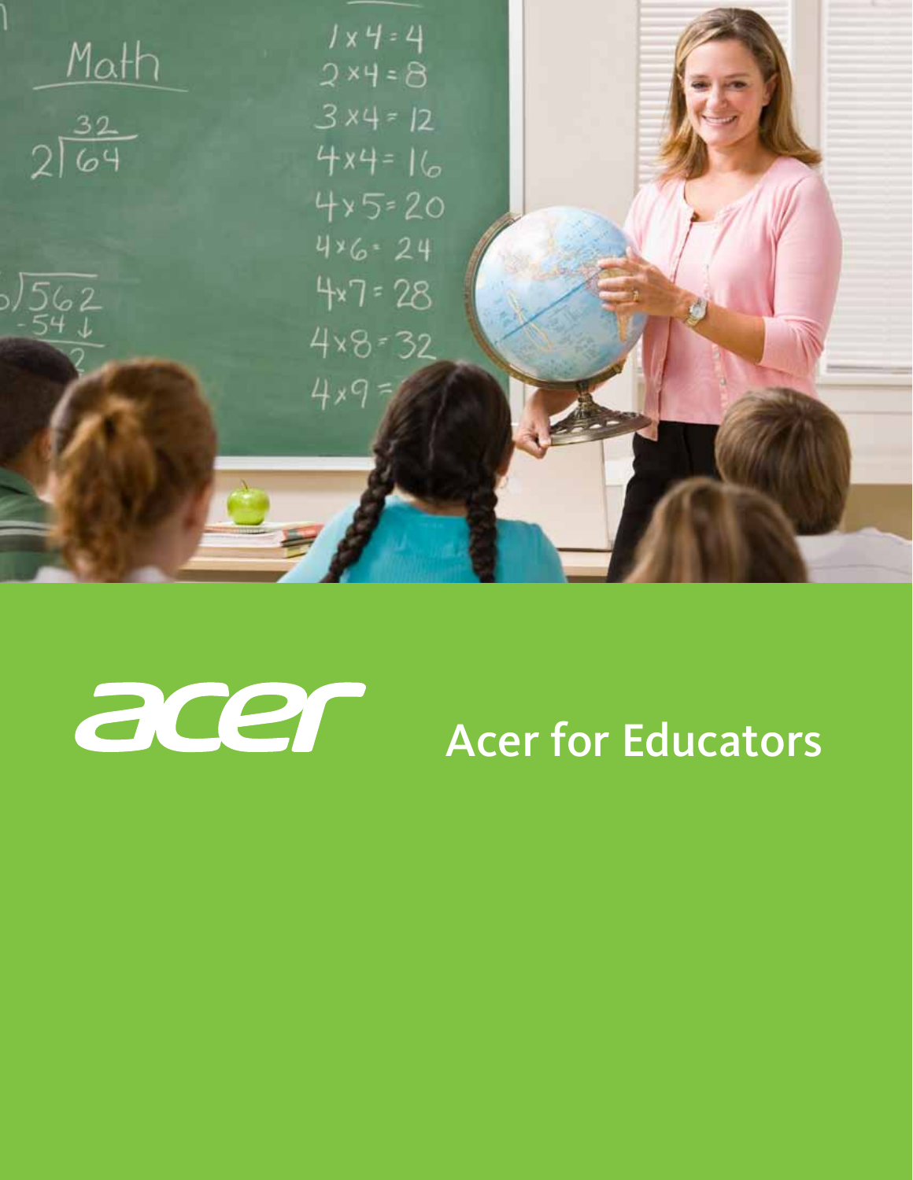acer

# Acer for Educators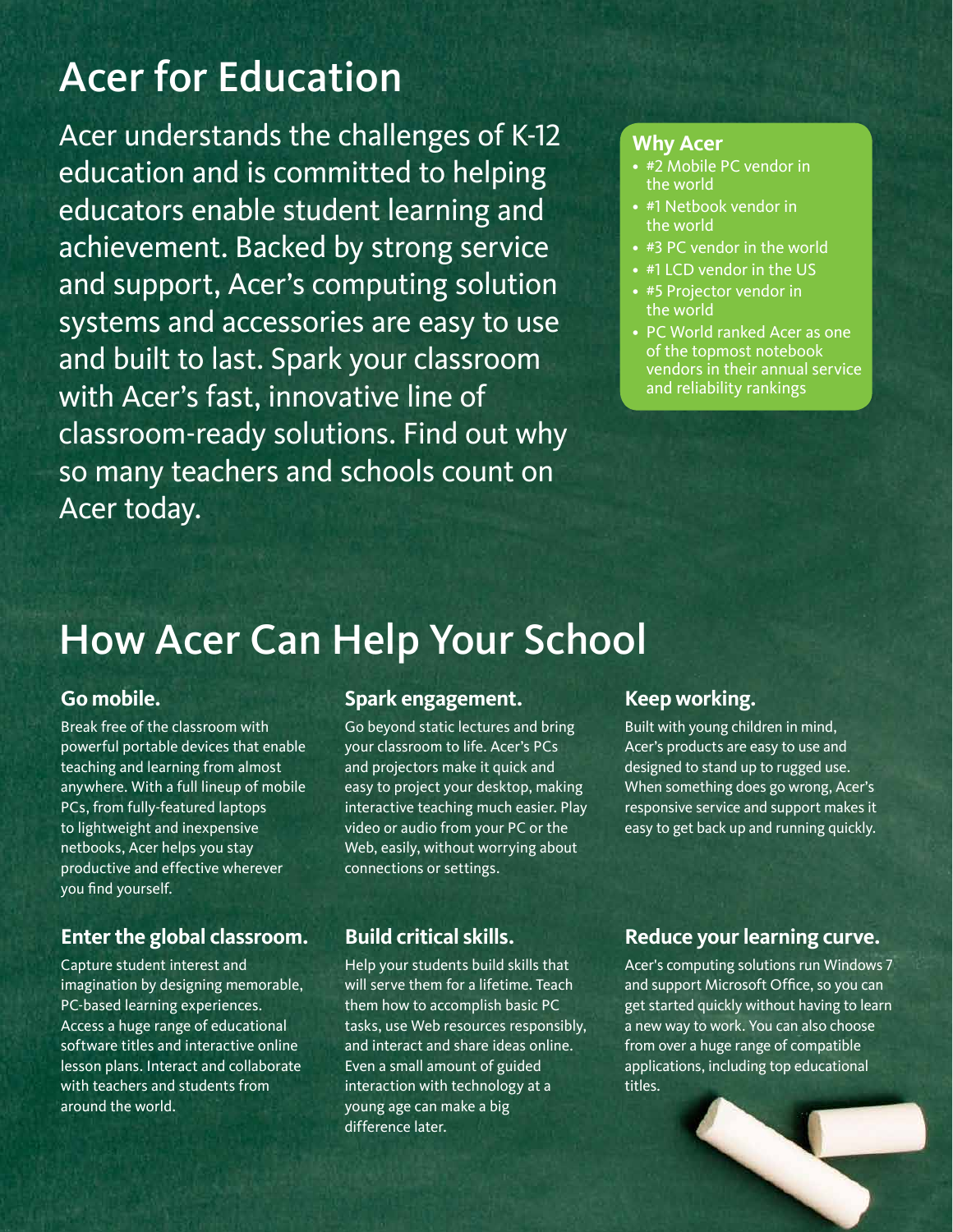# Acer for Education

Acer understands the challenges of K-12 education and is committed to helping educators enable student learning and achievement. Backed by strong service and support, Acer's computing solution systems and accessories are easy to use and built to last. Spark your classroom with Acer's fast, innovative line of classroom-ready solutions. Find out why so many teachers and schools count on Acer today.

### Why Acer

- #2 Mobile PC vendor in the world
- #1 Netbook vendor in the world
- #3 PC vendor in the world
- #1 LCD vendor in the US
- #5 Projector vendor in the world
- PC World ranked Acer as one of the topmost notebook vendors in their annual service and reliability rankings

# How Acer Can Help Your School

### Go mobile.

Break free of the classroom with powerful portable devices that enable teaching and learning from almost anywhere. With a full lineup of mobile PCs, from fully-featured laptops to lightweight and inexpensive netbooks, Acer helps you stay productive and effective wherever you find yourself.

### Enter the global classroom.

Capture student interest and imagination by designing memorable, PC-based learning experiences. Access a huge range of educational software titles and interactive online lesson plans. Interact and collaborate with teachers and students from around the world.

### Spark engagement.

Go beyond static lectures and bring your classroom to life. Acer's PCs and projectors make it quick and easy to project your desktop, making interactive teaching much easier. Play video or audio from your PC or the Web, easily, without worrying about connections or settings.

### Build critical skills.

Help your students build skills that will serve them for a lifetime. Teach them how to accomplish basic PC tasks, use Web resources responsibly, and interact and share ideas online. Even a small amount of guided interaction with technology at a young age can make a big difference later.

### Keep working.

Built with young children in mind, Acer's products are easy to use and designed to stand up to rugged use. When something does go wrong, Acer's responsive service and support makes it easy to get back up and running quickly.

### Reduce your learning curve.

Acer's computing solutions run Windows 7 and support Microsoft Office, so you can get started quickly without having to learn a new way to work. You can also choose from over a huge range of compatible applications, including top educational titles.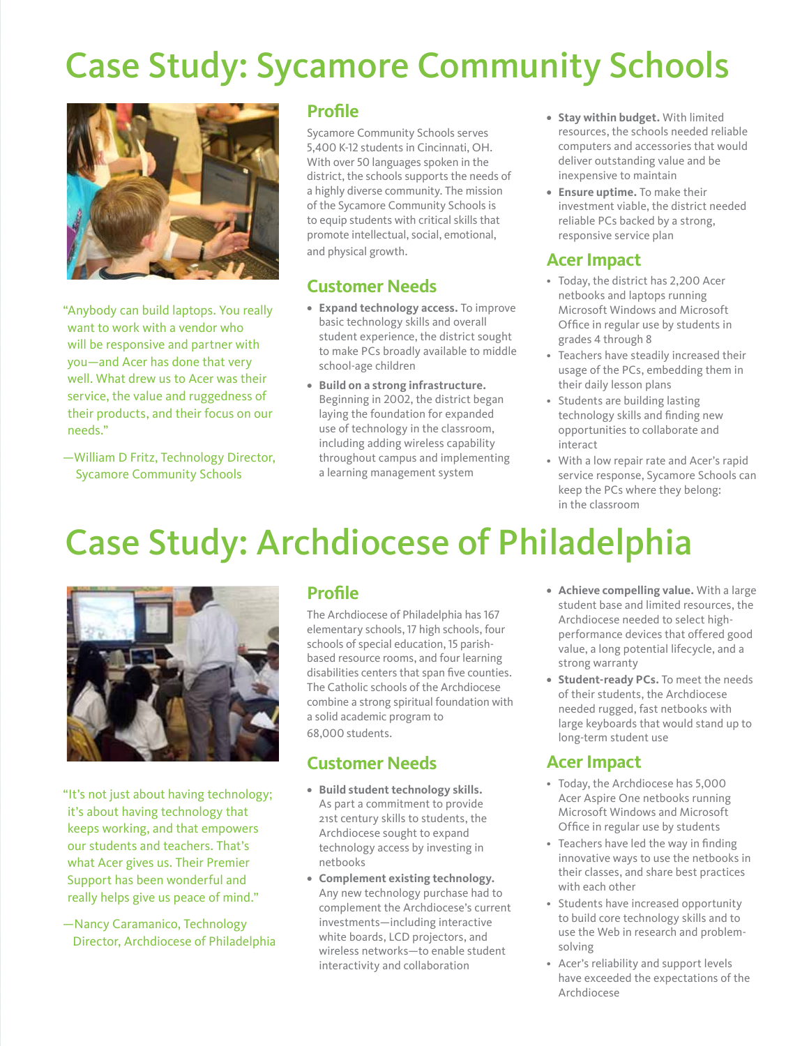# Case Study: Sycamore Community Schools

"Anybody can build laptops. You really want to work with a vendor who will be responsive and partner with you—and Acer has done that very well. What drew us to Acer was their service, the value and ruggedness of their products, and their focus on our needs."

—William D Fritz, Technology Director, Sycamore Community Schools

## Profile

Sycamore Community Schools serves 5,400 K-12 students in Cincinnati, OH. With over 50 languages spoken in the district, the schools supports the needs of a highly diverse community. The mission of the Sycamore Community Schools is to equip students with critical skills that promote intellectual, social, emotional, and physical growth.

## Customer Needs

- **Expand technology access.** To improve basic technology skills and overall student experience, the district sought to make PCs broadly available to middle school-age children
- **Build on a strong infrastructure.** Beginning in 2002, the district began laying the foundation for expanded use of technology in the classroom, including adding wireless capability throughout campus and implementing a learning management system
- **Stay within budget.** With limited resources, the schools needed reliable computers and accessories that would deliver outstanding value and be inexpensive to maintain
- **Ensure uptime.** To make their investment viable, the district needed reliable PCs backed by a strong, responsive service plan

## Acer Impact

- Today, the district has 2,200 Acer netbooks and laptops running Microsoft Windows and Microsoft Office in regular use by students in grades 4 through 8
- Teachers have steadily increased their usage of the PCs, embedding them in their daily lesson plans
- Students are building lasting technology skills and finding new opportunities to collaborate and interact
- With a low repair rate and Acer's rapid service response, Sycamore Schools can keep the PCs where they belong: in the classroom

# Case Study: Archdiocese of Philadelphia

"It's not just about having technology; it's about having technology that keeps working, and that empowers our students and teachers. That's what Acer gives us. Their Premier Support has been wonderful and really helps give us peace of mind."

—Nancy Caramanico, Technology Director, Archdiocese of Philadelphia

## Profile

The Archdiocese of Philadelphia has 167 elementary schools, 17 high schools, four schools of special education, 15 parish-based resource rooms, and four learning disabilities centers that span five counties. The Catholic schools of the Archdiocese combine a strong spiritual foundation with a solid academic program to 68,000 students.

## Customer Needs

- **Build student technology skills.** As part a commitment to provide 21st century skills to students, the Archdiocese sought to expand technology access by investing in netbooks
- **Complement existing technology.** Any new technology purchase had to complement the Archdiocese's current investments—including interactive white boards, LCD projectors, and wireless networks—to enable student interactivity and collaboration
- **Achieve compelling value.** With a large student base and limited resources, the Archdiocese needed to select high-performance devices that offered good value, a long potential lifecycle, and a strong warranty
- **Student-ready PCs.** To meet the needs of their students, the Archdiocese needed rugged, fast netbooks with large keyboards that would stand up to long-term student use

## Acer Impact

- Today, the Archdiocese has 5,000 Acer Aspire One netbooks running Microsoft Windows and Microsoft Office in regular use by students
- Teachers have led the way in finding innovative ways to use the netbooks in their classes, and share best practices with each other
- Students have increased opportunity to build core technology skills and to use the Web in research and problem-solving
- Acer's reliability and support levels have exceeded the expectations of the Archdiocese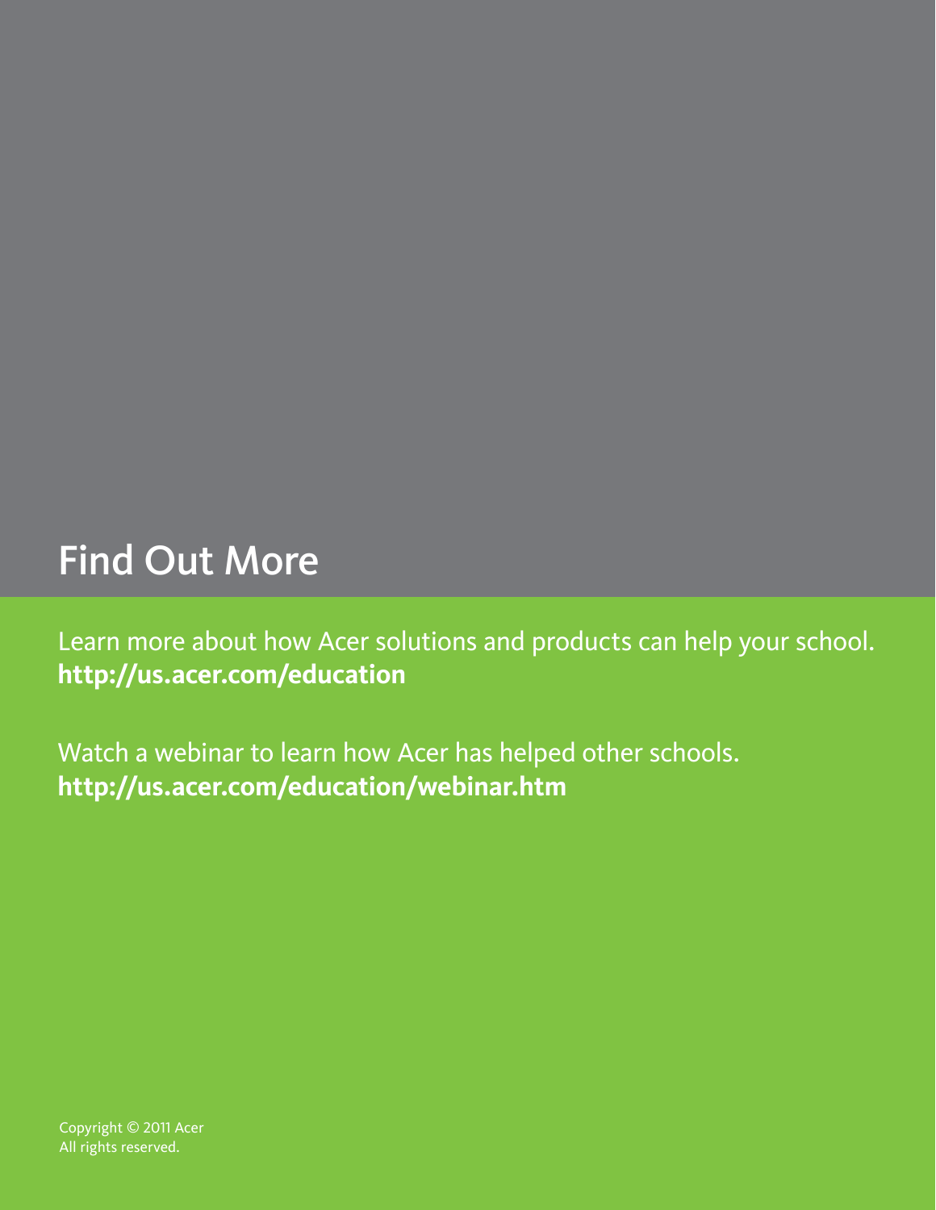# Find Out More

Learn more about how Acer solutions and products can help your school.
**http://us.acer.com/education**

Watch a webinar to learn how Acer has helped other schools.
**http://us.acer.com/education/webinar.htm**

Copyright © 2011 Acer
All rights reserved.